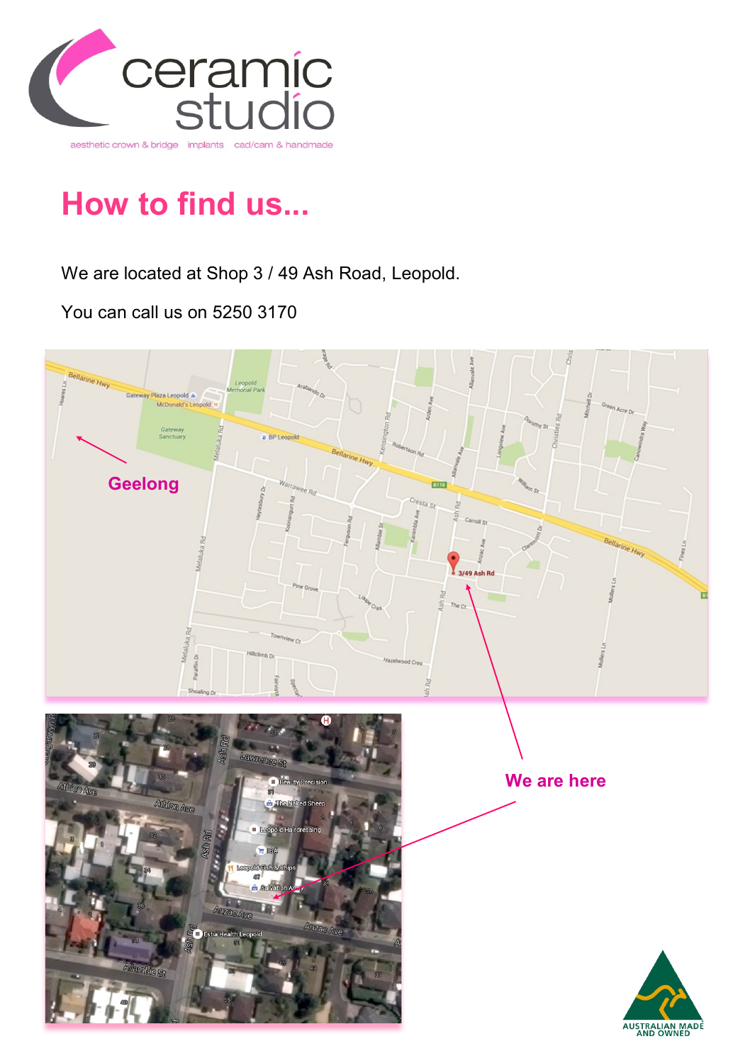ceramic studio

aesthetic crown & bridge   implants   cad/cam & handmade

# How to find us...

We are located at Shop 3 / 49 Ash Road, Leopold.

You can call us on 5250 3170

Geelong

We are here

AUSTRALIAN MADE AND OWNED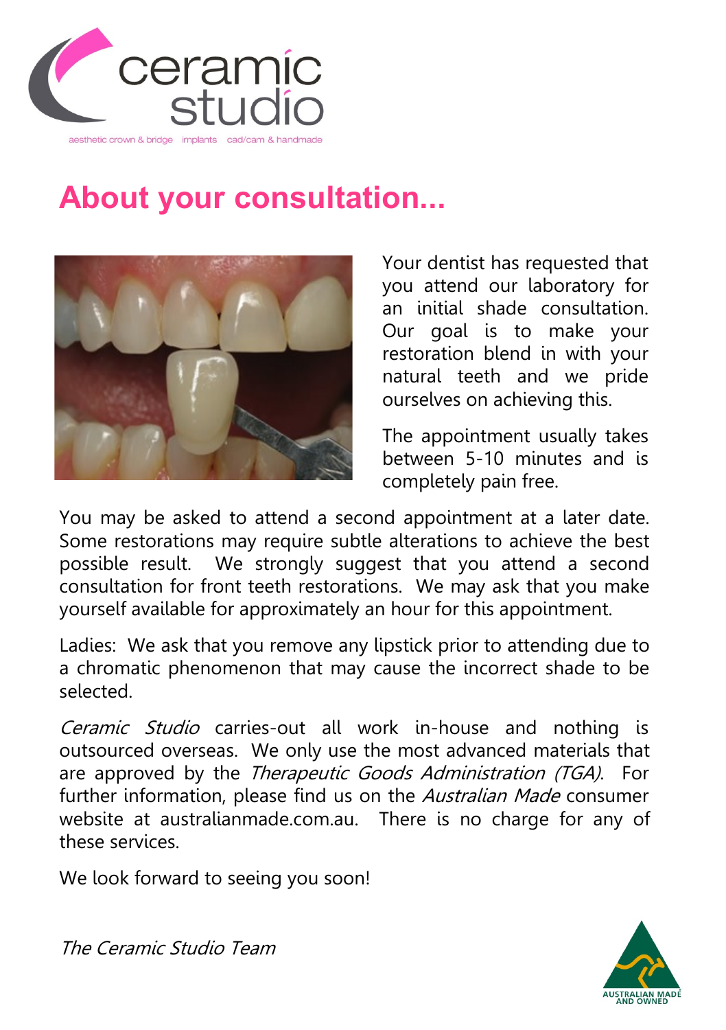ceramic studio

aesthetic crown & bridge implants cad/cam & handmade

# About your consultation...

Your dentist has requested that you attend our laboratory for an initial shade consultation. Our goal is to make your restoration blend in with your natural teeth and we pride ourselves on achieving this.

The appointment usually takes between 5-10 minutes and is completely pain free.

You may be asked to attend a second appointment at a later date. Some restorations may require subtle alterations to achieve the best possible result. We strongly suggest that you attend a second consultation for front teeth restorations. We may ask that you make yourself available for approximately an hour for this appointment.

Ladies: We ask that you remove any lipstick prior to attending due to a chromatic phenomenon that may cause the incorrect shade to be selected.

*Ceramic Studio* carries-out all work in-house and nothing is outsourced overseas. We only use the most advanced materials that are approved by the *Therapeutic Goods Administration (TGA)*. For further information, please find us on the *Australian Made* consumer website at australianmade.com.au. There is no charge for any of these services.

We look forward to seeing you soon!

*The Ceramic Studio Team*

AUSTRALIAN MADE AND OWNED